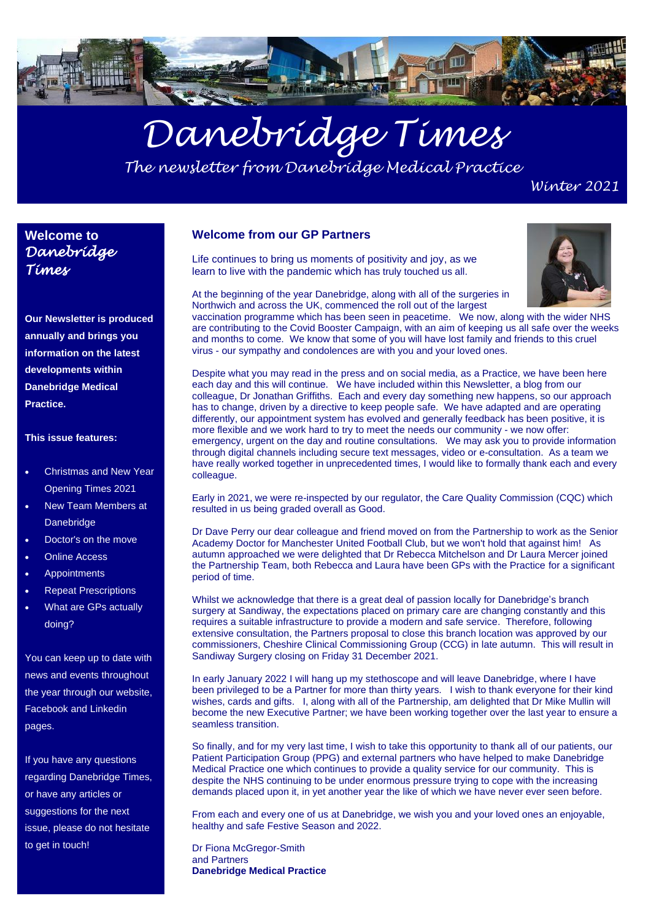# Danebridge Times

*The newsletter from Danebridge Medical Practice*

*Winter 2021*

## Welcome to *Danebridge Times*

**Our Newsletter is produced annually and brings you information on the latest developments within Danebridge Medical Practice.**

**This issue features:**

- Christmas and New Year Opening Times 2021
- New Team Members at Danebridge
- Doctor's on the move
- Online Access
- Appointments
- Repeat Prescriptions
- What are GPs actually doing?

You can keep up to date with news and events throughout the year through our website, Facebook and Linkedin pages.

If you have any questions regarding Danebridge Times, or have any articles or suggestions for the next issue, please do not hesitate to get in touch!

## Welcome from our GP Partners

Life continues to bring us moments of positivity and joy, as we learn to live with the pandemic which has truly touched us all.

At the beginning of the year Danebridge, along with all of the surgeries in Northwich and across the UK, commenced the roll out of the largest vaccination programme which has been seen in peacetime. We now, along with the wider NHS are contributing to the Covid Booster Campaign, with an aim of keeping us all safe over the weeks and months to come. We know that some of you will have lost family and friends to this cruel virus - our sympathy and condolences are with you and your loved ones.

Despite what you may read in the press and on social media, as a Practice, we have been here each day and this will continue. We have included within this Newsletter, a blog from our colleague, Dr Jonathan Griffiths. Each and every day something new happens, so our approach has to change, driven by a directive to keep people safe. We have adapted and are operating differently, our appointment system has evolved and generally feedback has been positive, it is more flexible and we work hard to try to meet the needs our community - we now offer: emergency, urgent on the day and routine consultations. We may ask you to provide information through digital channels including secure text messages, video or e-consultation. As a team we have really worked together in unprecedented times, I would like to formally thank each and every colleague.

Early in 2021, we were re-inspected by our regulator, the Care Quality Commission (CQC) which resulted in us being graded overall as Good.

Dr Dave Perry our dear colleague and friend moved on from the Partnership to work as the Senior Academy Doctor for Manchester United Football Club, but we won't hold that against him! As autumn approached we were delighted that Dr Rebecca Mitchelson and Dr Laura Mercer joined the Partnership Team, both Rebecca and Laura have been GPs with the Practice for a significant period of time.

Whilst we acknowledge that there is a great deal of passion locally for Danebridge's branch surgery at Sandiway, the expectations placed on primary care are changing constantly and this requires a suitable infrastructure to provide a modern and safe service. Therefore, following extensive consultation, the Partners proposal to close this branch location was approved by our commissioners, Cheshire Clinical Commissioning Group (CCG) in late autumn. This will result in Sandiway Surgery closing on Friday 31 December 2021.

In early January 2022 I will hang up my stethoscope and will leave Danebridge, where I have been privileged to be a Partner for more than thirty years. I wish to thank everyone for their kind wishes, cards and gifts. I, along with all of the Partnership, am delighted that Dr Mike Mullin will become the new Executive Partner; we have been working together over the last year to ensure a seamless transition.

So finally, and for my very last time, I wish to take this opportunity to thank all of our patients, our Patient Participation Group (PPG) and external partners who have helped to make Danebridge Medical Practice one which continues to provide a quality service for our community. This is despite the NHS continuing to be under enormous pressure trying to cope with the increasing demands placed upon it, in yet another year the like of which we have never ever seen before.

From each and every one of us at Danebridge, we wish you and your loved ones an enjoyable, healthy and safe Festive Season and 2022.

Dr Fiona McGregor-Smith
and Partners
**Danebridge Medical Practice**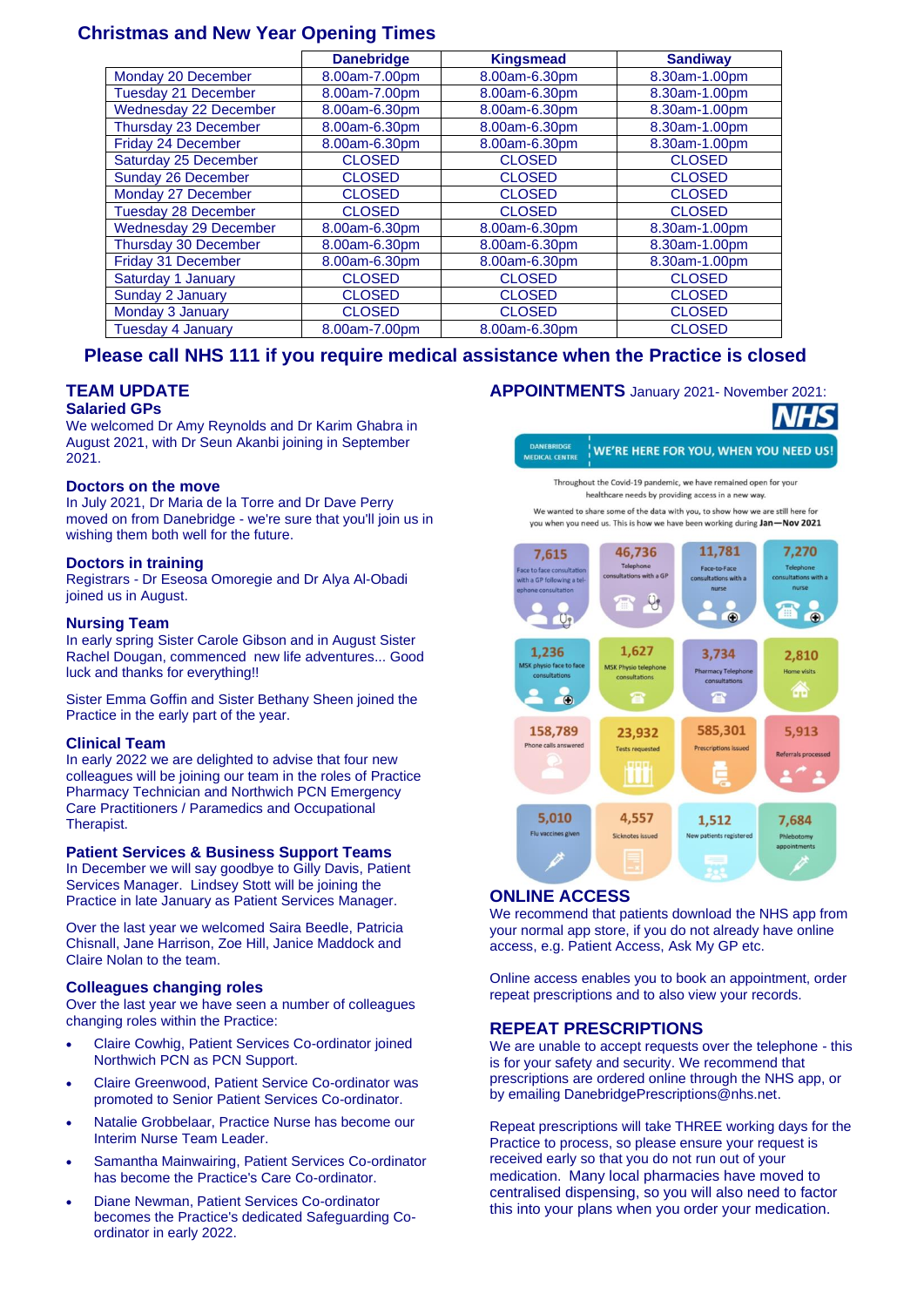## Christmas and New Year Opening Times

| | Danebridge | Kingsmead | Sandiway |
|---|---|---|---|
| Monday 20 December | 8.00am-7.00pm | 8.00am-6.30pm | 8.30am-1.00pm |
| Tuesday 21 December | 8.00am-7.00pm | 8.00am-6.30pm | 8.30am-1.00pm |
| Wednesday 22 December | 8.00am-6.30pm | 8.00am-6.30pm | 8.30am-1.00pm |
| Thursday 23 December | 8.00am-6.30pm | 8.00am-6.30pm | 8.30am-1.00pm |
| Friday 24 December | 8.00am-6.30pm | 8.00am-6.30pm | 8.30am-1.00pm |
| Saturday 25 December | CLOSED | CLOSED | CLOSED |
| Sunday 26 December | CLOSED | CLOSED | CLOSED |
| Monday 27 December | CLOSED | CLOSED | CLOSED |
| Tuesday 28 December | CLOSED | CLOSED | CLOSED |
| Wednesday 29 December | 8.00am-6.30pm | 8.00am-6.30pm | 8.30am-1.00pm |
| Thursday 30 December | 8.00am-6.30pm | 8.00am-6.30pm | 8.30am-1.00pm |
| Friday 31 December | 8.00am-6.30pm | 8.00am-6.30pm | 8.30am-1.00pm |
| Saturday 1 January | CLOSED | CLOSED | CLOSED |
| Sunday 2 January | CLOSED | CLOSED | CLOSED |
| Monday 3 January | CLOSED | CLOSED | CLOSED |
| Tuesday 4 January | 8.00am-7.00pm | 8.00am-6.30pm | CLOSED |

**Please call NHS 111 if you require medical assistance when the Practice is closed**

## TEAM UPDATE

### Salaried GPs

We welcomed Dr Amy Reynolds and Dr Karim Ghabra in August 2021, with Dr Seun Akanbi joining in September 2021.

### Doctors on the move

In July 2021, Dr Maria de la Torre and Dr Dave Perry moved on from Danebridge - we're sure that you'll join us in wishing them both well for the future.

### Doctors in training

Registrars - Dr Eseosa Omoregie and Dr Alya Al-Obadi joined us in August.

### Nursing Team

In early spring Sister Carole Gibson and in August Sister Rachel Dougan, commenced new life adventures... Good luck and thanks for everything!!

Sister Emma Goffin and Sister Bethany Sheen joined the Practice in the early part of the year.

### Clinical Team

In early 2022 we are delighted to advise that four new colleagues will be joining our team in the roles of Practice Pharmacy Technician and Northwich PCN Emergency Care Practitioners / Paramedics and Occupational Therapist.

### Patient Services & Business Support Teams

In December we will say goodbye to Gilly Davis, Patient Services Manager. Lindsey Stott will be joining the Practice in late January as Patient Services Manager.

Over the last year we welcomed Saira Beedle, Patricia Chisnall, Jane Harrison, Zoe Hill, Janice Maddock and Claire Nolan to the team.

### Colleagues changing roles

Over the last year we have seen a number of colleagues changing roles within the Practice:

- Claire Cowhig, Patient Services Co-ordinator joined Northwich PCN as PCN Support.
- Claire Greenwood, Patient Service Co-ordinator was promoted to Senior Patient Services Co-ordinator.
- Natalie Grobbelaar, Practice Nurse has become our Interim Nurse Team Leader.
- Samantha Mainwairing, Patient Services Co-ordinator has become the Practice's Care Co-ordinator.
- Diane Newman, Patient Services Co-ordinator becomes the Practice's dedicated Safeguarding Co-ordinator in early 2022.

## APPOINTMENTS January 2021- November 2021:

NHS

DANEBRIDGE MEDICAL CENTRE | WE'RE HERE FOR YOU, WHEN YOU NEED US!

Throughout the Covid-19 pandemic, we have remained open for your healthcare needs by providing access in a new way.

We wanted to share some of the data with you, to show how we are still here for you when you need us. This is how we have been working during **Jan—Nov 2021**

- 7,615 Face to face consultation with a GP following a telephone consultation
- 46,736 Telephone consultations with a GP
- 11,781 Face-to-Face consultations with a nurse
- 7,270 Telephone consultations with a nurse
- 1,236 MSK physio face to face consultations
- 1,627 MSK Physio telephone consultations
- 3,734 Pharmacy Telephone consultations
- 2,810 Home visits
- 158,789 Phone calls answered
- 23,932 Tests requested
- 585,301 Prescriptions issued
- 5,913 Referrals processed
- 5,010 Flu vaccines given
- 4,557 Sicknotes issued
- 1,512 New patients registered
- 7,684 Phlebotomy appointments

## ONLINE ACCESS

We recommend that patients download the NHS app from your normal app store, if you do not already have online access, e.g. Patient Access, Ask My GP etc.

Online access enables you to book an appointment, order repeat prescriptions and to also view your records.

## REPEAT PRESCRIPTIONS

We are unable to accept requests over the telephone - this is for your safety and security. We recommend that prescriptions are ordered online through the NHS app, or by emailing DanebridgePrescriptions@nhs.net.

Repeat prescriptions will take THREE working days for the Practice to process, so please ensure your request is received early so that you do not run out of your medication. Many local pharmacies have moved to centralised dispensing, so you will also need to factor this into your plans when you order your medication.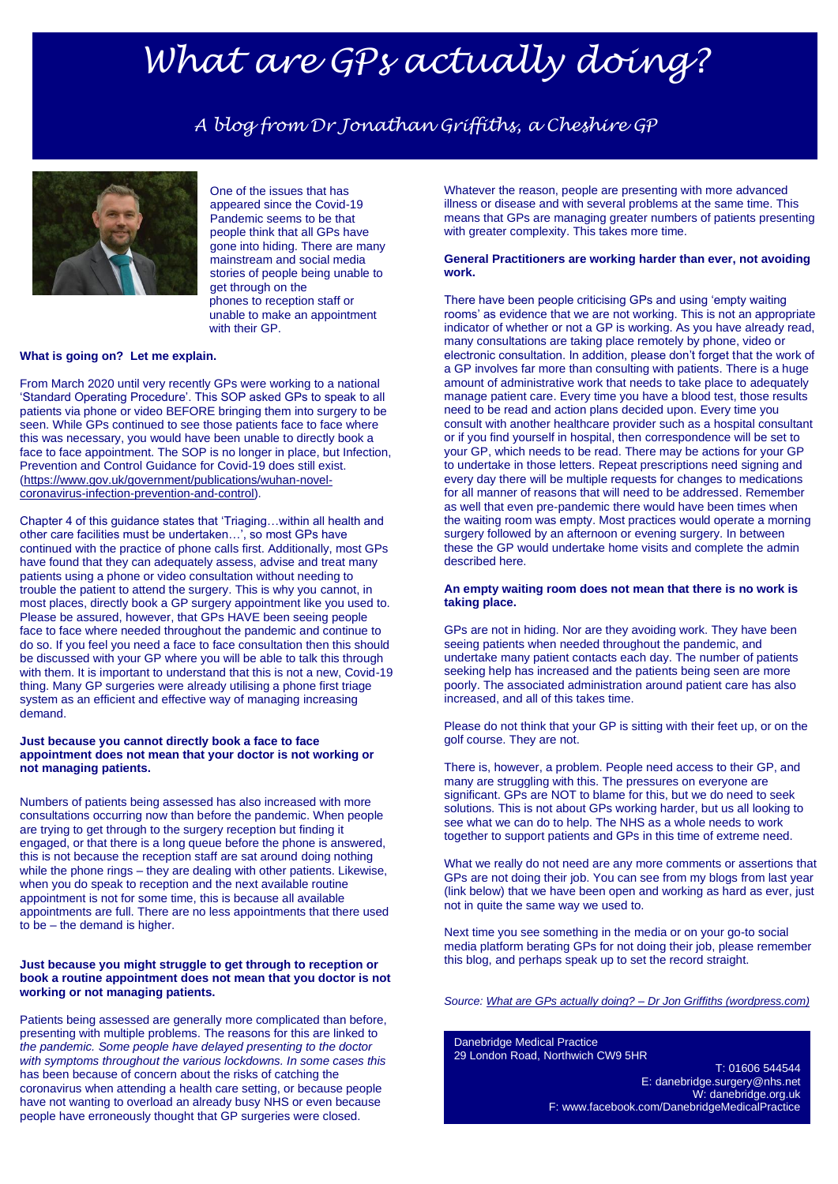# What are GPs actually doing?

## A blog from Dr Jonathan Griffiths, a Cheshire GP

One of the issues that has appeared since the Covid-19 Pandemic seems to be that people think that all GPs have gone into hiding. There are many mainstream and social media stories of people being unable to get through on the phones to reception staff or unable to make an appointment with their GP.

**What is going on? Let me explain.**

From March 2020 until very recently GPs were working to a national 'Standard Operating Procedure'. This SOP asked GPs to speak to all patients via phone or video BEFORE bringing them into surgery to be seen. While GPs continued to see those patients face to face where this was necessary, you would have been unable to directly book a face to face appointment. The SOP is no longer in place, but Infection, Prevention and Control Guidance for Covid-19 does still exist. (https://www.gov.uk/government/publications/wuhan-novel-coronavirus-infection-prevention-and-control).

Chapter 4 of this guidance states that 'Triaging…within all health and other care facilities must be undertaken…', so most GPs have continued with the practice of phone calls first. Additionally, most GPs have found that they can adequately assess, advise and treat many patients using a phone or video consultation without needing to trouble the patient to attend the surgery. This is why you cannot, in most places, directly book a GP surgery appointment like you used to. Please be assured, however, that GPs HAVE been seeing people face to face where needed throughout the pandemic and continue to do so. If you feel you need a face to face consultation then this should be discussed with your GP where you will be able to talk this through with them. It is important to understand that this is not a new, Covid-19 thing. Many GP surgeries were already utilising a phone first triage system as an efficient and effective way of managing increasing demand.

**Just because you cannot directly book a face to face appointment does not mean that your doctor is not working or not managing patients.**

Numbers of patients being assessed has also increased with more consultations occurring now than before the pandemic. When people are trying to get through to the surgery reception but finding it engaged, or that there is a long queue before the phone is answered, this is not because the reception staff are sat around doing nothing while the phone rings – they are dealing with other patients. Likewise, when you do speak to reception and the next available routine appointment is not for some time, this is because all available appointments are full. There are no less appointments that there used to be – the demand is higher.

**Just because you might struggle to get through to reception or book a routine appointment does not mean that you doctor is not working or not managing patients.**

Patients being assessed are generally more complicated than before, presenting with multiple problems. The reasons for this are linked to *the pandemic. Some people have delayed presenting to the doctor with symptoms throughout the various lockdowns. In some cases this* has been because of concern about the risks of catching the coronavirus when attending a health care setting, or because people have not wanting to overload an already busy NHS or even because people have erroneously thought that GP surgeries were closed.

Whatever the reason, people are presenting with more advanced illness or disease and with several problems at the same time. This means that GPs are managing greater numbers of patients presenting with greater complexity. This takes more time.

**General Practitioners are working harder than ever, not avoiding work.**

There have been people criticising GPs and using 'empty waiting rooms' as evidence that we are not working. This is not an appropriate indicator of whether or not a GP is working. As you have already read, many consultations are taking place remotely by phone, video or electronic consultation. In addition, please don't forget that the work of a GP involves far more than consulting with patients. There is a huge amount of administrative work that needs to take place to adequately manage patient care. Every time you have a blood test, those results need to be read and action plans decided upon. Every time you consult with another healthcare provider such as a hospital consultant or if you find yourself in hospital, then correspondence will be set to your GP, which needs to be read. There may be actions for your GP to undertake in those letters. Repeat prescriptions need signing and every day there will be multiple requests for changes to medications for all manner of reasons that will need to be addressed. Remember as well that even pre-pandemic there would have been times when the waiting room was empty. Most practices would operate a morning surgery followed by an afternoon or evening surgery. In between these the GP would undertake home visits and complete the admin described here.

**An empty waiting room does not mean that there is no work is taking place.**

GPs are not in hiding. Nor are they avoiding work. They have been seeing patients when needed throughout the pandemic, and undertake many patient contacts each day. The number of patients seeking help has increased and the patients being seen are more poorly. The associated administration around patient care has also increased, and all of this takes time.

Please do not think that your GP is sitting with their feet up, or on the golf course. They are not.

There is, however, a problem. People need access to their GP, and many are struggling with this. The pressures on everyone are significant. GPs are NOT to blame for this, but we do need to seek solutions. This is not about GPs working harder, but us all looking to see what we can do to help. The NHS as a whole needs to work together to support patients and GPs in this time of extreme need.

What we really do not need are any more comments or assertions that GPs are not doing their job. You can see from my blogs from last year (link below) that we have been open and working as hard as ever, just not in quite the same way we used to.

Next time you see something in the media or on your go-to social media platform berating GPs for not doing their job, please remember this blog, and perhaps speak up to set the record straight.

*Source: What are GPs actually doing? – Dr Jon Griffiths (wordpress.com)*

Danebridge Medical Practice
29 London Road, Northwich CW9 5HR

T: 01606 544544
E: danebridge.surgery@nhs.net
W: danebridge.org.uk
F: www.facebook.com/DanebridgeMedicalPractice